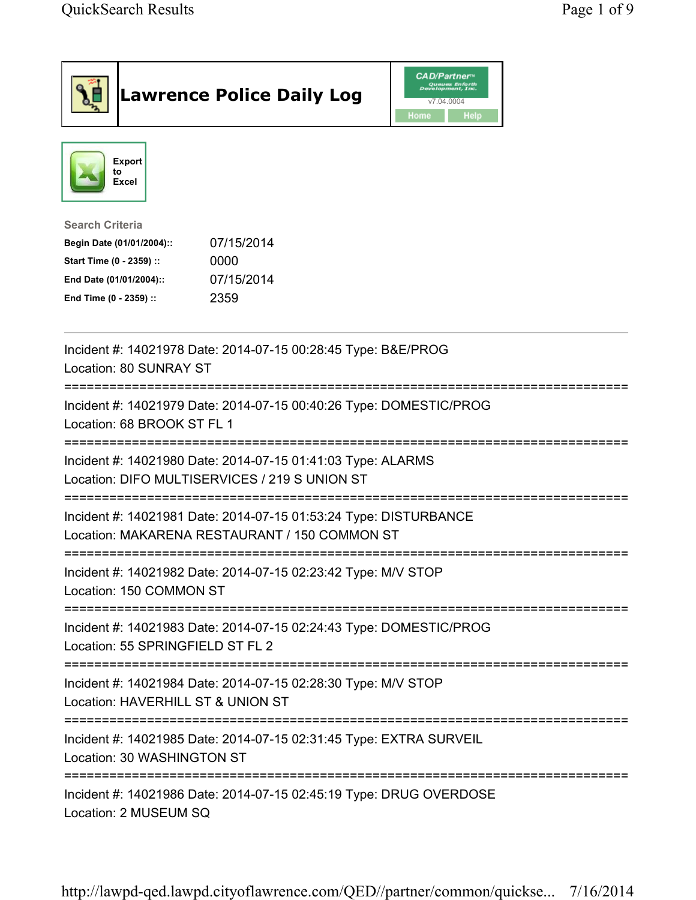# Lawrence Police Daily Log

CAD/Partner™ Queues Enforth Development, Inc.
v7.04.0004
Home Help

Export to Excel

**Search Criteria**

| | |
|---|---|
| **Begin Date (01/01/2004)::** | 07/15/2014 |
| **Start Time (0 - 2359) ::** | 0000 |
| **End Date (01/01/2004)::** | 07/15/2014 |
| **End Time (0 - 2359) ::** | 2359 |

---

Incident #: 14021978 Date: 2014-07-15 00:28:45 Type: B&E/PROG
Location: 80 SUNRAY ST

===========================================================================

Incident #: 14021979 Date: 2014-07-15 00:40:26 Type: DOMESTIC/PROG
Location: 68 BROOK ST FL 1

===========================================================================

Incident #: 14021980 Date: 2014-07-15 01:41:03 Type: ALARMS
Location: DIFO MULTISERVICES / 219 S UNION ST

===========================================================================

Incident #: 14021981 Date: 2014-07-15 01:53:24 Type: DISTURBANCE
Location: MAKARENA RESTAURANT / 150 COMMON ST

===========================================================================

Incident #: 14021982 Date: 2014-07-15 02:23:42 Type: M/V STOP
Location: 150 COMMON ST

===========================================================================

Incident #: 14021983 Date: 2014-07-15 02:24:43 Type: DOMESTIC/PROG
Location: 55 SPRINGFIELD ST FL 2

===========================================================================

Incident #: 14021984 Date: 2014-07-15 02:28:30 Type: M/V STOP
Location: HAVERHILL ST & UNION ST

===========================================================================

Incident #: 14021985 Date: 2014-07-15 02:31:45 Type: EXTRA SURVEIL
Location: 30 WASHINGTON ST

===========================================================================

Incident #: 14021986 Date: 2014-07-15 02:45:19 Type: DRUG OVERDOSE
Location: 2 MUSEUM SQ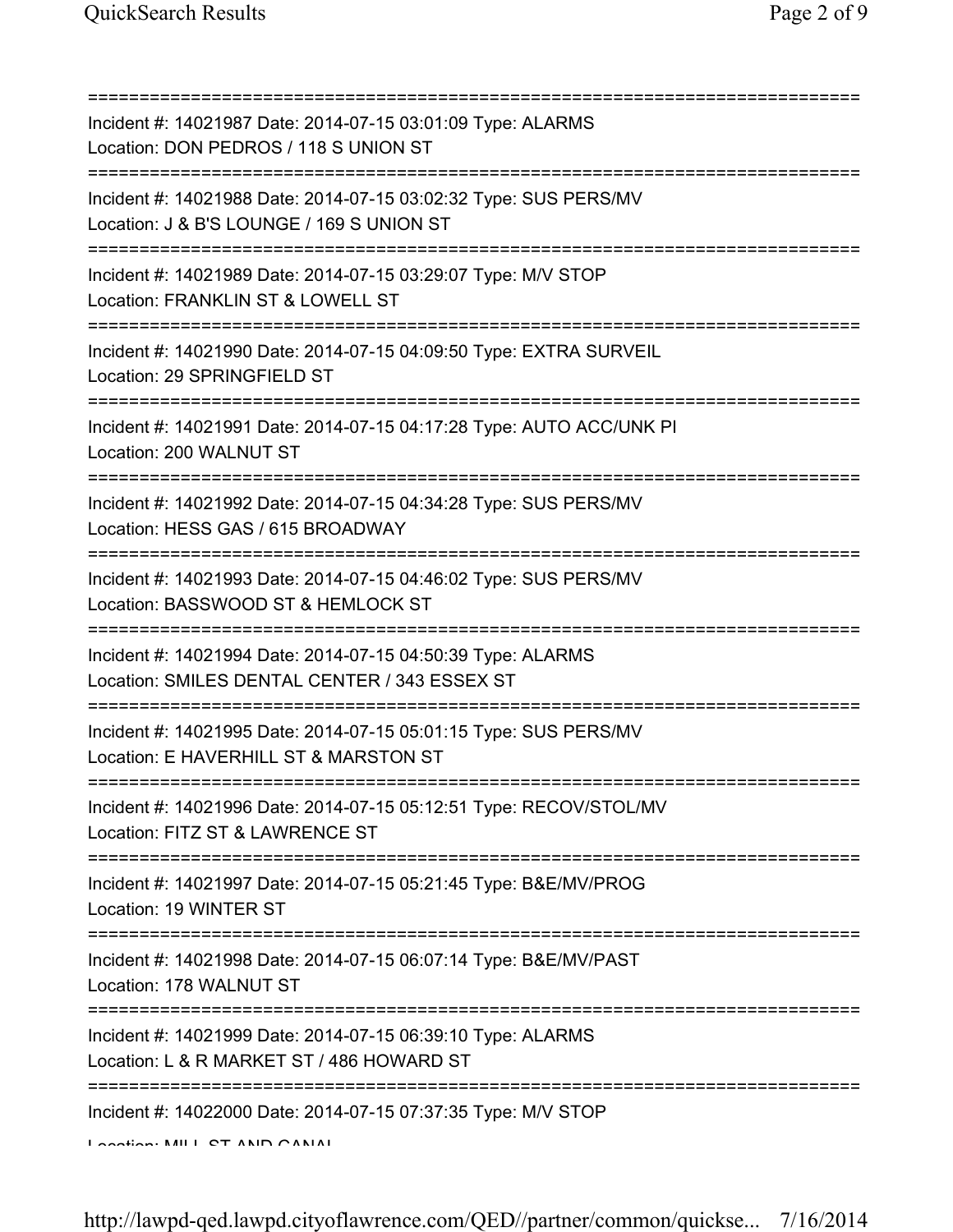===========================================================================
Incident #: 14021987 Date: 2014-07-15 03:01:09 Type: ALARMS
Location: DON PEDROS / 118 S UNION ST
===========================================================================
Incident #: 14021988 Date: 2014-07-15 03:02:32 Type: SUS PERS/MV
Location: J & B'S LOUNGE / 169 S UNION ST
===========================================================================
Incident #: 14021989 Date: 2014-07-15 03:29:07 Type: M/V STOP
Location: FRANKLIN ST & LOWELL ST
===========================================================================
Incident #: 14021990 Date: 2014-07-15 04:09:50 Type: EXTRA SURVEIL
Location: 29 SPRINGFIELD ST
===========================================================================
Incident #: 14021991 Date: 2014-07-15 04:17:28 Type: AUTO ACC/UNK PI
Location: 200 WALNUT ST
===========================================================================
Incident #: 14021992 Date: 2014-07-15 04:34:28 Type: SUS PERS/MV
Location: HESS GAS / 615 BROADWAY
===========================================================================
Incident #: 14021993 Date: 2014-07-15 04:46:02 Type: SUS PERS/MV
Location: BASSWOOD ST & HEMLOCK ST
===========================================================================
Incident #: 14021994 Date: 2014-07-15 04:50:39 Type: ALARMS
Location: SMILES DENTAL CENTER / 343 ESSEX ST
===========================================================================
Incident #: 14021995 Date: 2014-07-15 05:01:15 Type: SUS PERS/MV
Location: E HAVERHILL ST & MARSTON ST
===========================================================================
Incident #: 14021996 Date: 2014-07-15 05:12:51 Type: RECOV/STOL/MV
Location: FITZ ST & LAWRENCE ST
===========================================================================
Incident #: 14021997 Date: 2014-07-15 05:21:45 Type: B&E/MV/PROG
Location: 19 WINTER ST
===========================================================================
Incident #: 14021998 Date: 2014-07-15 06:07:14 Type: B&E/MV/PAST
Location: 178 WALNUT ST
===========================================================================
Incident #: 14021999 Date: 2014-07-15 06:39:10 Type: ALARMS
Location: L & R MARKET ST / 486 HOWARD ST
===========================================================================
Incident #: 14022000 Date: 2014-07-15 07:37:35 Type: M/V STOP
Location: MILL ST AND CANAL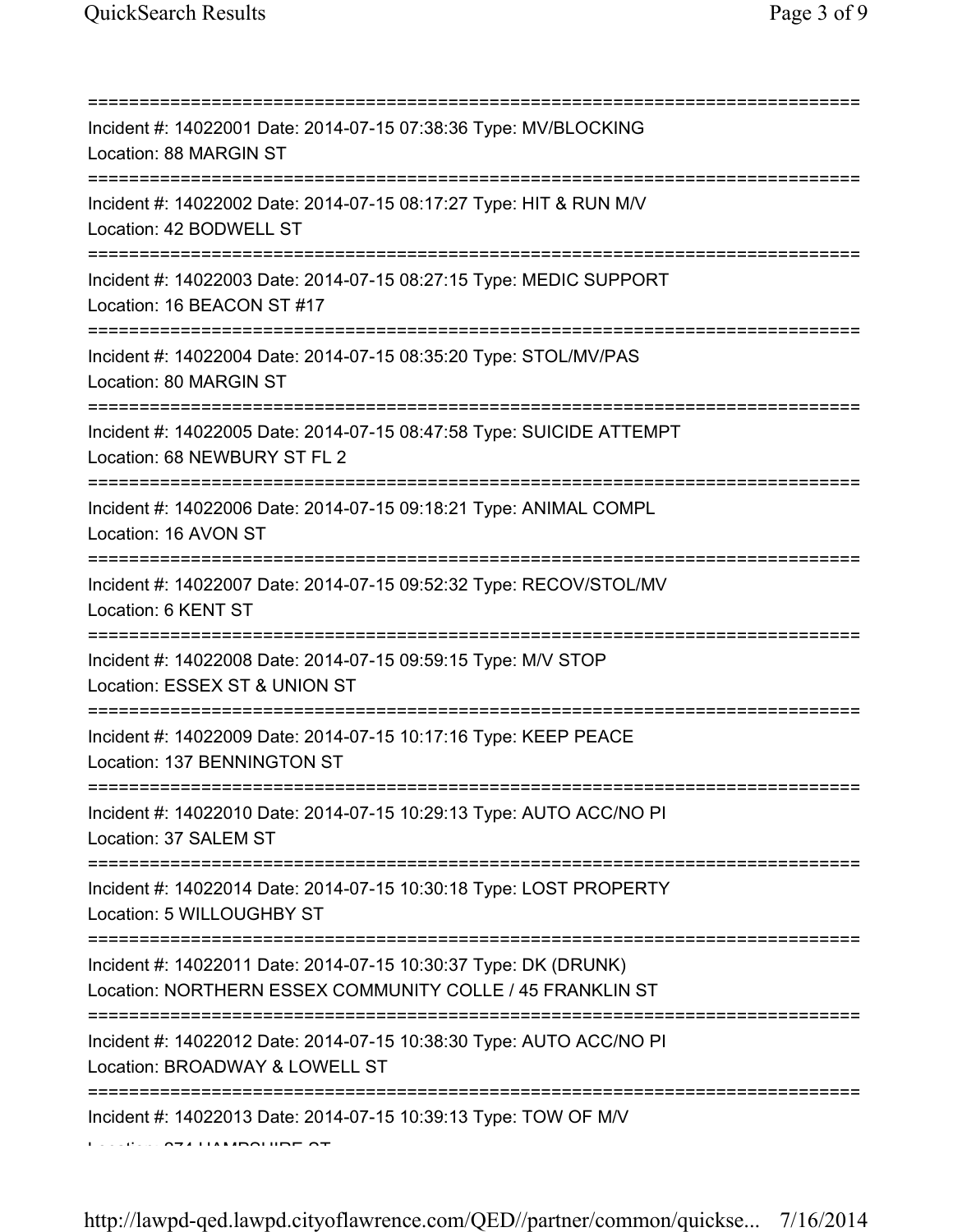===========================================================================
Incident #: 14022001 Date: 2014-07-15 07:38:36 Type: MV/BLOCKING
Location: 88 MARGIN ST
===========================================================================
Incident #: 14022002 Date: 2014-07-15 08:17:27 Type: HIT & RUN M/V
Location: 42 BODWELL ST
===========================================================================
Incident #: 14022003 Date: 2014-07-15 08:27:15 Type: MEDIC SUPPORT
Location: 16 BEACON ST #17
===========================================================================
Incident #: 14022004 Date: 2014-07-15 08:35:20 Type: STOL/MV/PAS
Location: 80 MARGIN ST
===========================================================================
Incident #: 14022005 Date: 2014-07-15 08:47:58 Type: SUICIDE ATTEMPT
Location: 68 NEWBURY ST FL 2
===========================================================================
Incident #: 14022006 Date: 2014-07-15 09:18:21 Type: ANIMAL COMPL
Location: 16 AVON ST
===========================================================================
Incident #: 14022007 Date: 2014-07-15 09:52:32 Type: RECOV/STOL/MV
Location: 6 KENT ST
===========================================================================
Incident #: 14022008 Date: 2014-07-15 09:59:15 Type: M/V STOP
Location: ESSEX ST & UNION ST
===========================================================================
Incident #: 14022009 Date: 2014-07-15 10:17:16 Type: KEEP PEACE
Location: 137 BENNINGTON ST
===========================================================================
Incident #: 14022010 Date: 2014-07-15 10:29:13 Type: AUTO ACC/NO PI
Location: 37 SALEM ST
===========================================================================
Incident #: 14022014 Date: 2014-07-15 10:30:18 Type: LOST PROPERTY
Location: 5 WILLOUGHBY ST
===========================================================================
Incident #: 14022011 Date: 2014-07-15 10:30:37 Type: DK (DRUNK)
Location: NORTHERN ESSEX COMMUNITY COLLE / 45 FRANKLIN ST
===========================================================================
Incident #: 14022012 Date: 2014-07-15 10:38:30 Type: AUTO ACC/NO PI
Location: BROADWAY & LOWELL ST
===========================================================================
Incident #: 14022013 Date: 2014-07-15 10:39:13 Type: TOW OF M/V
Location: 274 HAMPSHIRE ST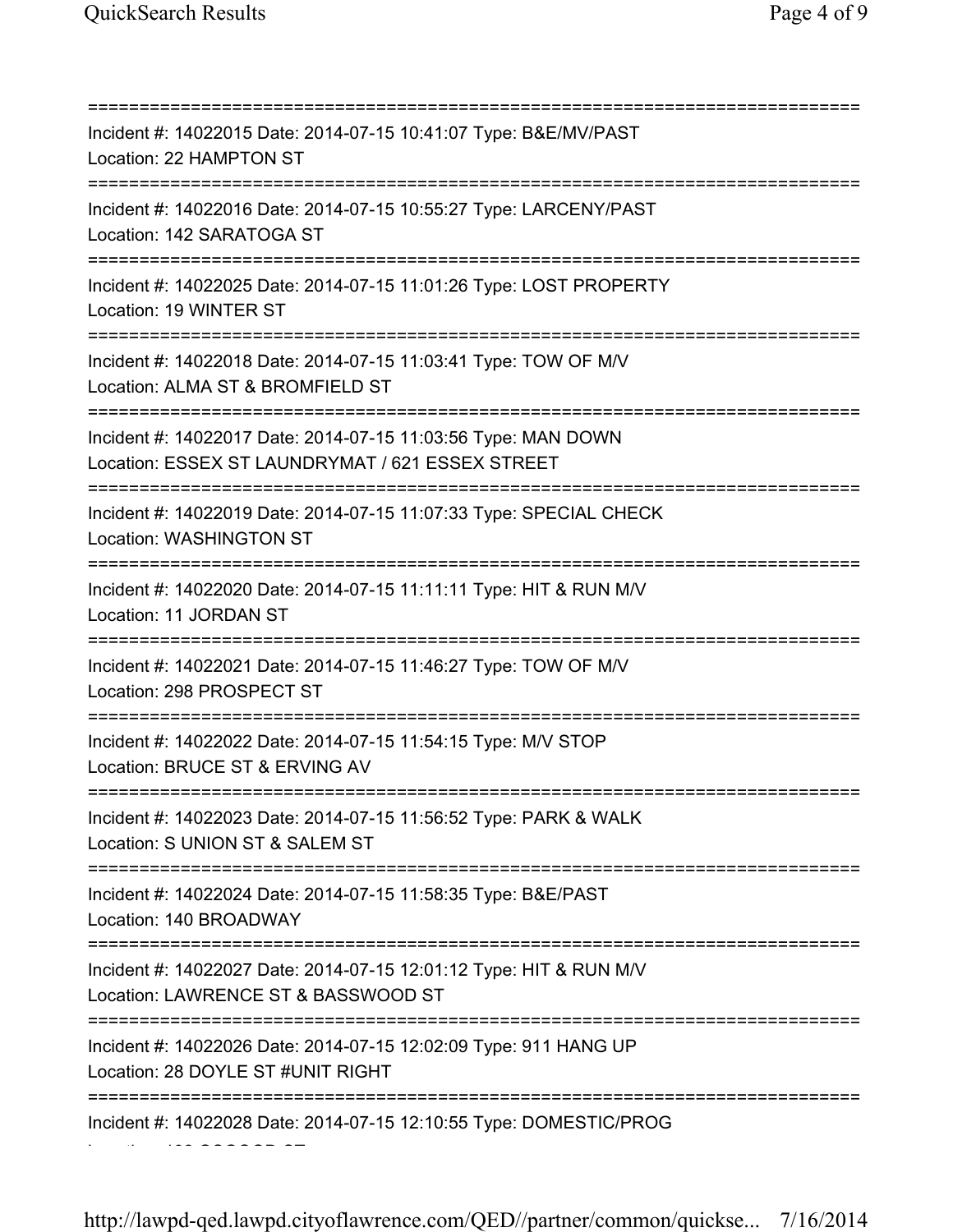===========================================================================

Incident #: 14022015 Date: 2014-07-15 10:41:07 Type: B&E/MV/PAST
Location: 22 HAMPTON ST

===========================================================================

Incident #: 14022016 Date: 2014-07-15 10:55:27 Type: LARCENY/PAST
Location: 142 SARATOGA ST

===========================================================================

Incident #: 14022025 Date: 2014-07-15 11:01:26 Type: LOST PROPERTY
Location: 19 WINTER ST

===========================================================================

Incident #: 14022018 Date: 2014-07-15 11:03:41 Type: TOW OF M/V
Location: ALMA ST & BROMFIELD ST

===========================================================================

Incident #: 14022017 Date: 2014-07-15 11:03:56 Type: MAN DOWN
Location: ESSEX ST LAUNDRYMAT / 621 ESSEX STREET

===========================================================================

Incident #: 14022019 Date: 2014-07-15 11:07:33 Type: SPECIAL CHECK
Location: WASHINGTON ST

===========================================================================

Incident #: 14022020 Date: 2014-07-15 11:11:11 Type: HIT & RUN M/V
Location: 11 JORDAN ST

===========================================================================

Incident #: 14022021 Date: 2014-07-15 11:46:27 Type: TOW OF M/V
Location: 298 PROSPECT ST

===========================================================================

Incident #: 14022022 Date: 2014-07-15 11:54:15 Type: M/V STOP
Location: BRUCE ST & ERVING AV

===========================================================================

Incident #: 14022023 Date: 2014-07-15 11:56:52 Type: PARK & WALK
Location: S UNION ST & SALEM ST

===========================================================================

Incident #: 14022024 Date: 2014-07-15 11:58:35 Type: B&E/PAST
Location: 140 BROADWAY

===========================================================================

Incident #: 14022027 Date: 2014-07-15 12:01:12 Type: HIT & RUN M/V
Location: LAWRENCE ST & BASSWOOD ST

===========================================================================

Incident #: 14022026 Date: 2014-07-15 12:02:09 Type: 911 HANG UP
Location: 28 DOYLE ST #UNIT RIGHT

===========================================================================

Incident #: 14022028 Date: 2014-07-15 12:10:55 Type: DOMESTIC/PROG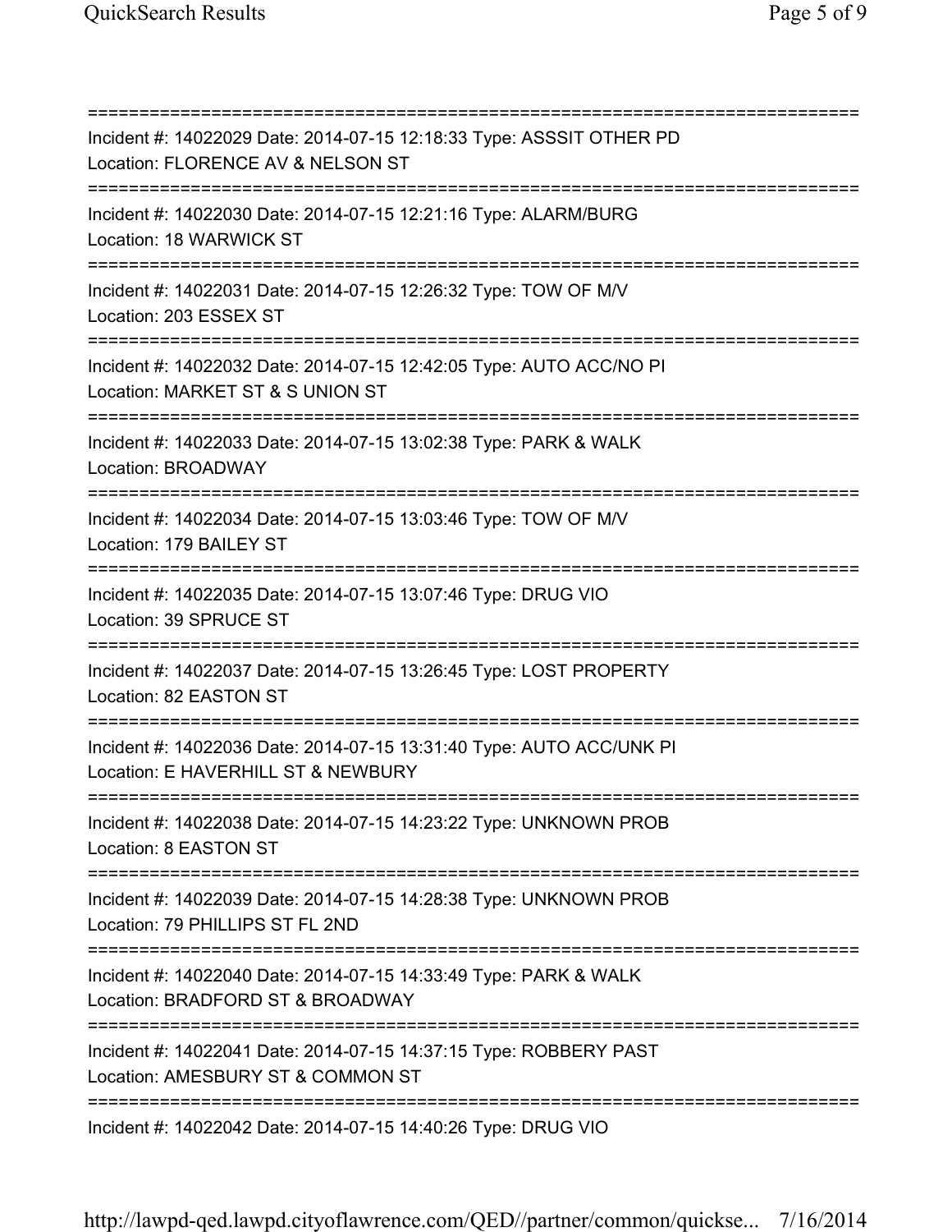==============================================================================

Incident #: 14022029 Date: 2014-07-15 12:18:33 Type: ASSSIT OTHER PD
Location: FLORENCE AV & NELSON ST

==============================================================================

Incident #: 14022030 Date: 2014-07-15 12:21:16 Type: ALARM/BURG
Location: 18 WARWICK ST

==============================================================================

Incident #: 14022031 Date: 2014-07-15 12:26:32 Type: TOW OF M/V
Location: 203 ESSEX ST

==============================================================================

Incident #: 14022032 Date: 2014-07-15 12:42:05 Type: AUTO ACC/NO PI
Location: MARKET ST & S UNION ST

==============================================================================

Incident #: 14022033 Date: 2014-07-15 13:02:38 Type: PARK & WALK
Location: BROADWAY

==============================================================================

Incident #: 14022034 Date: 2014-07-15 13:03:46 Type: TOW OF M/V
Location: 179 BAILEY ST

==============================================================================

Incident #: 14022035 Date: 2014-07-15 13:07:46 Type: DRUG VIO
Location: 39 SPRUCE ST

==============================================================================

Incident #: 14022037 Date: 2014-07-15 13:26:45 Type: LOST PROPERTY
Location: 82 EASTON ST

==============================================================================

Incident #: 14022036 Date: 2014-07-15 13:31:40 Type: AUTO ACC/UNK PI
Location: E HAVERHILL ST & NEWBURY

==============================================================================

Incident #: 14022038 Date: 2014-07-15 14:23:22 Type: UNKNOWN PROB
Location: 8 EASTON ST

==============================================================================

Incident #: 14022039 Date: 2014-07-15 14:28:38 Type: UNKNOWN PROB
Location: 79 PHILLIPS ST FL 2ND

==============================================================================

Incident #: 14022040 Date: 2014-07-15 14:33:49 Type: PARK & WALK
Location: BRADFORD ST & BROADWAY

==============================================================================

Incident #: 14022041 Date: 2014-07-15 14:37:15 Type: ROBBERY PAST
Location: AMESBURY ST & COMMON ST

==============================================================================

Incident #: 14022042 Date: 2014-07-15 14:40:26 Type: DRUG VIO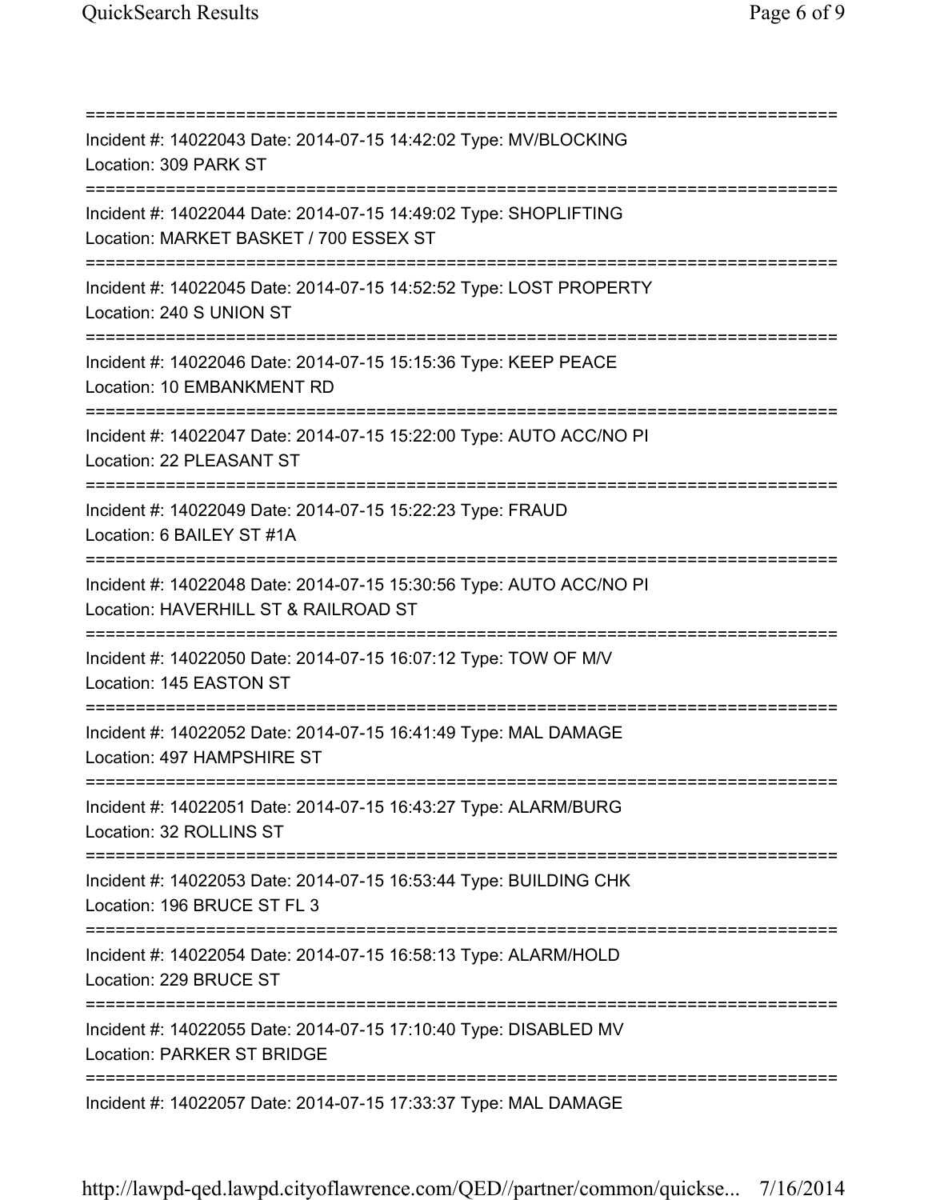===========================================================================
Incident #: 14022043 Date: 2014-07-15 14:42:02 Type: MV/BLOCKING
Location: 309 PARK ST
===========================================================================
Incident #: 14022044 Date: 2014-07-15 14:49:02 Type: SHOPLIFTING
Location: MARKET BASKET / 700 ESSEX ST
===========================================================================
Incident #: 14022045 Date: 2014-07-15 14:52:52 Type: LOST PROPERTY
Location: 240 S UNION ST
===========================================================================
Incident #: 14022046 Date: 2014-07-15 15:15:36 Type: KEEP PEACE
Location: 10 EMBANKMENT RD
===========================================================================
Incident #: 14022047 Date: 2014-07-15 15:22:00 Type: AUTO ACC/NO PI
Location: 22 PLEASANT ST
===========================================================================
Incident #: 14022049 Date: 2014-07-15 15:22:23 Type: FRAUD
Location: 6 BAILEY ST #1A
===========================================================================
Incident #: 14022048 Date: 2014-07-15 15:30:56 Type: AUTO ACC/NO PI
Location: HAVERHILL ST & RAILROAD ST
===========================================================================
Incident #: 14022050 Date: 2014-07-15 16:07:12 Type: TOW OF M/V
Location: 145 EASTON ST
===========================================================================
Incident #: 14022052 Date: 2014-07-15 16:41:49 Type: MAL DAMAGE
Location: 497 HAMPSHIRE ST
===========================================================================
Incident #: 14022051 Date: 2014-07-15 16:43:27 Type: ALARM/BURG
Location: 32 ROLLINS ST
===========================================================================
Incident #: 14022053 Date: 2014-07-15 16:53:44 Type: BUILDING CHK
Location: 196 BRUCE ST FL 3
===========================================================================
Incident #: 14022054 Date: 2014-07-15 16:58:13 Type: ALARM/HOLD
Location: 229 BRUCE ST
===========================================================================
Incident #: 14022055 Date: 2014-07-15 17:10:40 Type: DISABLED MV
Location: PARKER ST BRIDGE
===========================================================================
Incident #: 14022057 Date: 2014-07-15 17:33:37 Type: MAL DAMAGE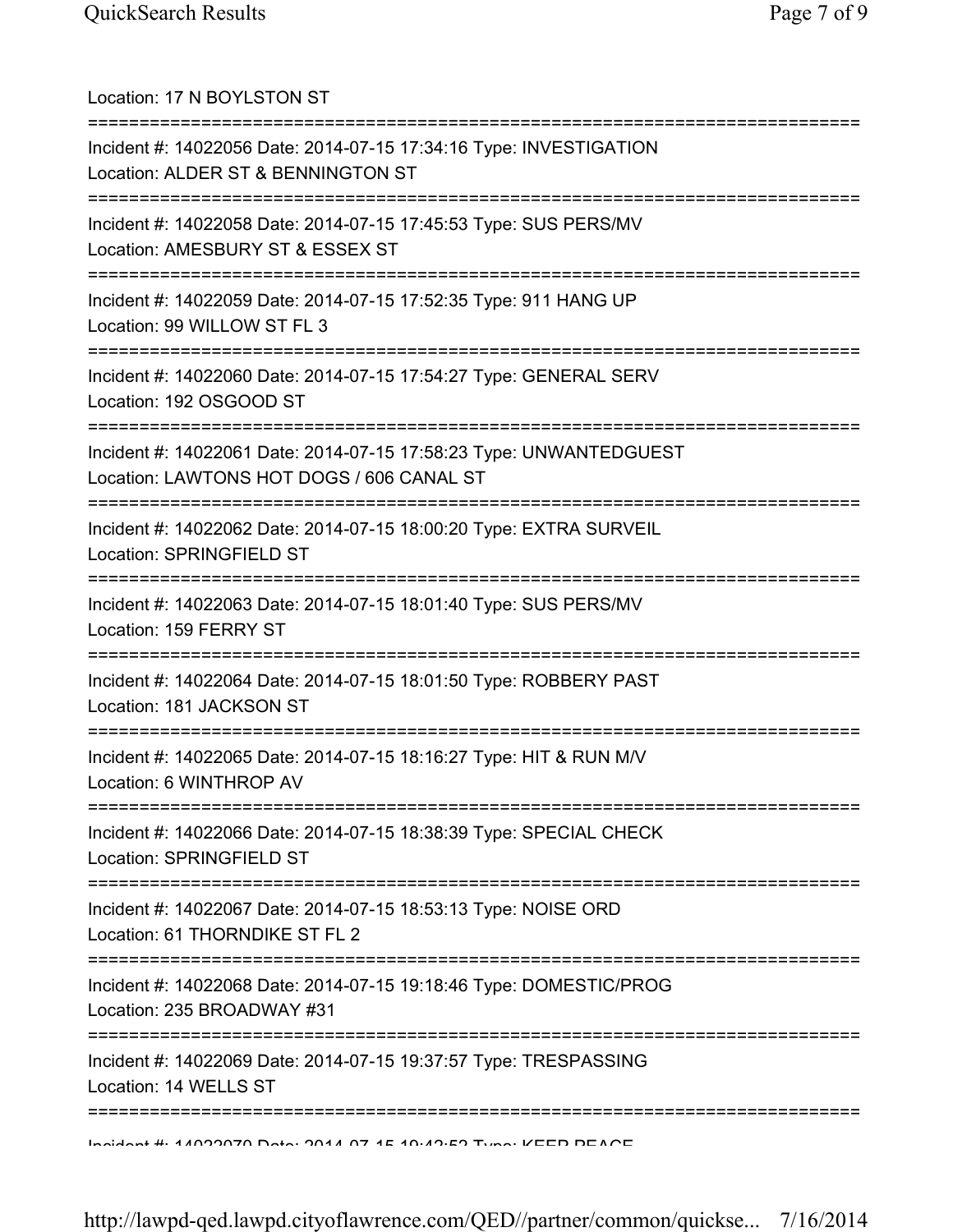Location: 17 N BOYLSTON ST

===========================================================================

Incident #: 14022056 Date: 2014-07-15 17:34:16 Type: INVESTIGATION
Location: ALDER ST & BENNINGTON ST

===========================================================================

Incident #: 14022058 Date: 2014-07-15 17:45:53 Type: SUS PERS/MV
Location: AMESBURY ST & ESSEX ST

===========================================================================

Incident #: 14022059 Date: 2014-07-15 17:52:35 Type: 911 HANG UP
Location: 99 WILLOW ST FL 3

===========================================================================

Incident #: 14022060 Date: 2014-07-15 17:54:27 Type: GENERAL SERV
Location: 192 OSGOOD ST

===========================================================================

Incident #: 14022061 Date: 2014-07-15 17:58:23 Type: UNWANTEDGUEST
Location: LAWTONS HOT DOGS / 606 CANAL ST

===========================================================================

Incident #: 14022062 Date: 2014-07-15 18:00:20 Type: EXTRA SURVEIL
Location: SPRINGFIELD ST

===========================================================================

Incident #: 14022063 Date: 2014-07-15 18:01:40 Type: SUS PERS/MV
Location: 159 FERRY ST

===========================================================================

Incident #: 14022064 Date: 2014-07-15 18:01:50 Type: ROBBERY PAST
Location: 181 JACKSON ST

===========================================================================

Incident #: 14022065 Date: 2014-07-15 18:16:27 Type: HIT & RUN M/V
Location: 6 WINTHROP AV

===========================================================================

Incident #: 14022066 Date: 2014-07-15 18:38:39 Type: SPECIAL CHECK
Location: SPRINGFIELD ST

===========================================================================

Incident #: 14022067 Date: 2014-07-15 18:53:13 Type: NOISE ORD
Location: 61 THORNDIKE ST FL 2

===========================================================================

Incident #: 14022068 Date: 2014-07-15 19:18:46 Type: DOMESTIC/PROG
Location: 235 BROADWAY #31

===========================================================================

Incident #: 14022069 Date: 2014-07-15 19:37:57 Type: TRESPASSING
Location: 14 WELLS ST

===========================================================================

Incident #: 14022070 Date: 2014-07-15 19:42:52 Type: KEEP PEACE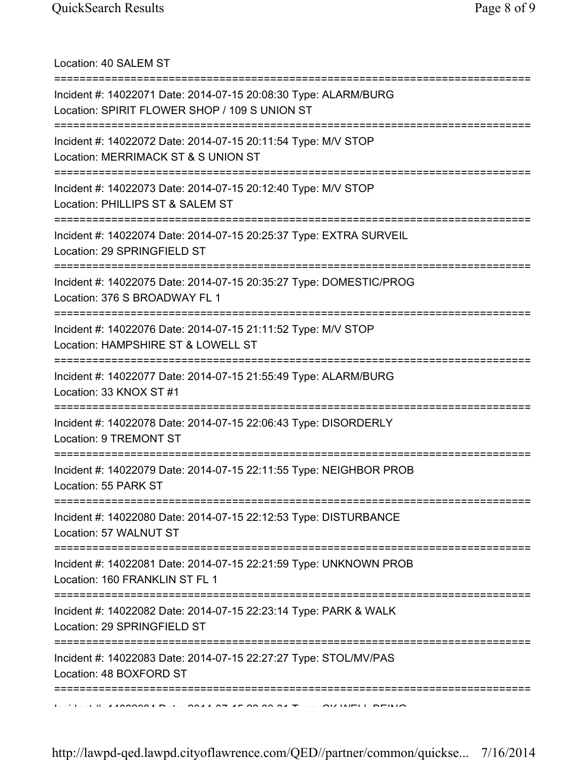Location: 40 SALEM ST

===========================================================================

Incident #: 14022071 Date: 2014-07-15 20:08:30 Type: ALARM/BURG
Location: SPIRIT FLOWER SHOP / 109 S UNION ST

===========================================================================

Incident #: 14022072 Date: 2014-07-15 20:11:54 Type: M/V STOP
Location: MERRIMACK ST & S UNION ST

===========================================================================

Incident #: 14022073 Date: 2014-07-15 20:12:40 Type: M/V STOP
Location: PHILLIPS ST & SALEM ST

===========================================================================

Incident #: 14022074 Date: 2014-07-15 20:25:37 Type: EXTRA SURVEIL
Location: 29 SPRINGFIELD ST

===========================================================================

Incident #: 14022075 Date: 2014-07-15 20:35:27 Type: DOMESTIC/PROG
Location: 376 S BROADWAY FL 1

===========================================================================

Incident #: 14022076 Date: 2014-07-15 21:11:52 Type: M/V STOP
Location: HAMPSHIRE ST & LOWELL ST

===========================================================================

Incident #: 14022077 Date: 2014-07-15 21:55:49 Type: ALARM/BURG
Location: 33 KNOX ST #1

===========================================================================

Incident #: 14022078 Date: 2014-07-15 22:06:43 Type: DISORDERLY
Location: 9 TREMONT ST

===========================================================================

Incident #: 14022079 Date: 2014-07-15 22:11:55 Type: NEIGHBOR PROB
Location: 55 PARK ST

===========================================================================

Incident #: 14022080 Date: 2014-07-15 22:12:53 Type: DISTURBANCE
Location: 57 WALNUT ST

===========================================================================

Incident #: 14022081 Date: 2014-07-15 22:21:59 Type: UNKNOWN PROB
Location: 160 FRANKLIN ST FL 1

===========================================================================

Incident #: 14022082 Date: 2014-07-15 22:23:14 Type: PARK & WALK
Location: 29 SPRINGFIELD ST

===========================================================================

Incident #: 14022083 Date: 2014-07-15 22:27:27 Type: STOL/MV/PAS
Location: 48 BOXFORD ST

===========================================================================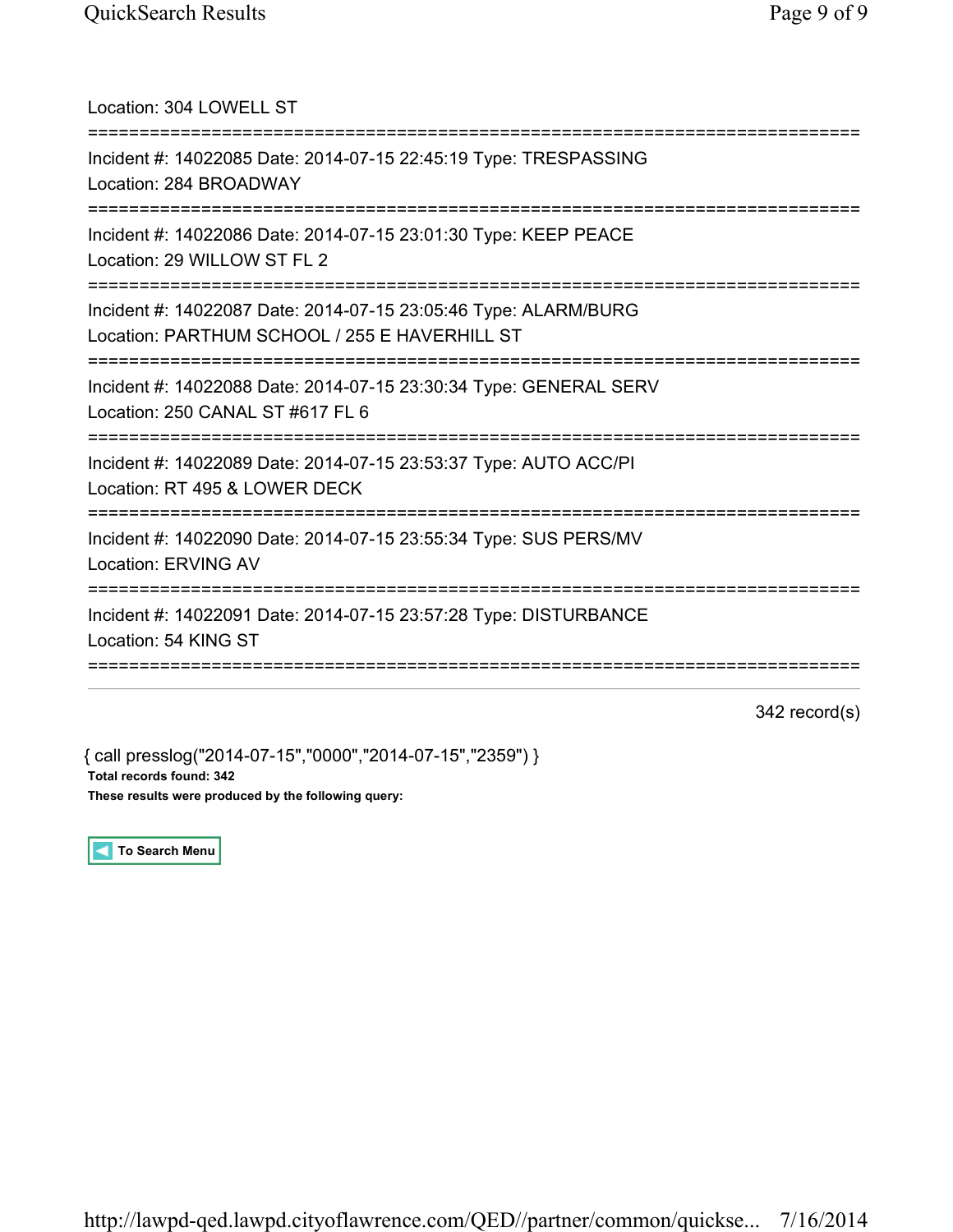Location: 304 LOWELL ST

===========================================================================

Incident #: 14022085 Date: 2014-07-15 22:45:19 Type: TRESPASSING
Location: 284 BROADWAY

===========================================================================

Incident #: 14022086 Date: 2014-07-15 23:01:30 Type: KEEP PEACE
Location: 29 WILLOW ST FL 2

===========================================================================

Incident #: 14022087 Date: 2014-07-15 23:05:46 Type: ALARM/BURG
Location: PARTHUM SCHOOL / 255 E HAVERHILL ST

===========================================================================

Incident #: 14022088 Date: 2014-07-15 23:30:34 Type: GENERAL SERV
Location: 250 CANAL ST #617 FL 6

===========================================================================

Incident #: 14022089 Date: 2014-07-15 23:53:37 Type: AUTO ACC/PI
Location: RT 495 & LOWER DECK

===========================================================================

Incident #: 14022090 Date: 2014-07-15 23:55:34 Type: SUS PERS/MV
Location: ERVING AV

===========================================================================

Incident #: 14022091 Date: 2014-07-15 23:57:28 Type: DISTURBANCE
Location: 54 KING ST

===========================================================================

342 record(s)

{ call presslog("2014-07-15","0000","2014-07-15","2359") }

**Total records found: 342**

**These results were produced by the following query:**

To Search Menu